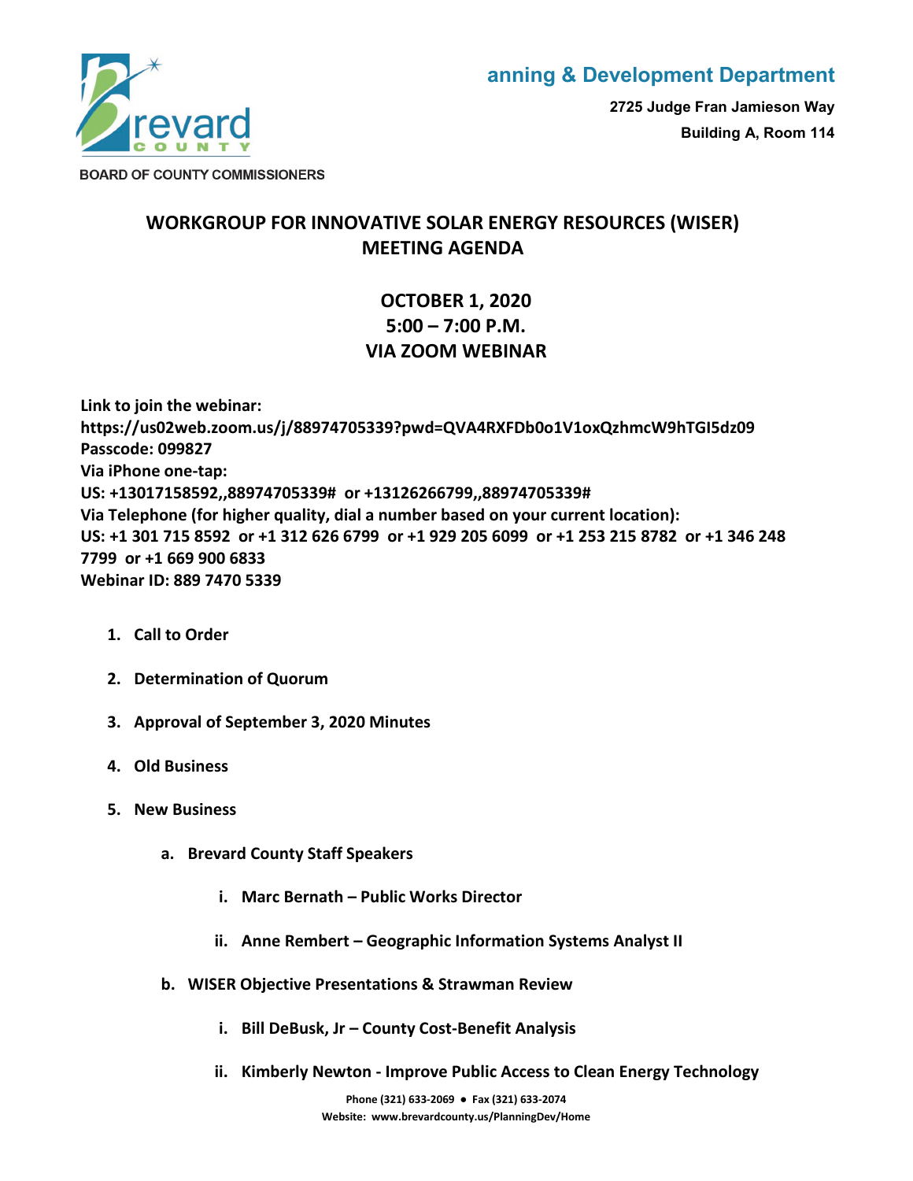anning & Development Department

2725 Judge Fran Jamieson Way

Building A, Room 114

BOARD OF COUNTY COMMISSIONERS

# WORKGROUP FOR INNOVATIVE SOLAR ENERGY RESOURCES (WISER) MEETING AGENDA

## OCTOBER 1, 2020
## 5:00 – 7:00 P.M.
## VIA ZOOM WEBINAR

**Link to join the webinar:**
**https://us02web.zoom.us/j/88974705339?pwd=QVA4RXFDb0o1V1oxQzhmcW9hTGI5dz09**
**Passcode: 099827**
**Via iPhone one-tap:**
**US: +13017158592,,88974705339# or +13126266799,,88974705339#**
**Via Telephone (for higher quality, dial a number based on your current location):**
**US: +1 301 715 8592 or +1 312 626 6799 or +1 929 205 6099 or +1 253 215 8782 or +1 346 248 7799 or +1 669 900 6833**
**Webinar ID: 889 7470 5339**

1. **Call to Order**
2. **Determination of Quorum**
3. **Approval of September 3, 2020 Minutes**
4. **Old Business**
5. **New Business**
   - a. **Brevard County Staff Speakers**
     - i. **Marc Bernath – Public Works Director**
     - ii. **Anne Rembert – Geographic Information Systems Analyst II**
   - b. **WISER Objective Presentations & Strawman Review**
     - i. **Bill DeBusk, Jr – County Cost-Benefit Analysis**
     - ii. **Kimberly Newton - Improve Public Access to Clean Energy Technology**

Phone (321) 633-2069 ● Fax (321) 633-2074
Website: www.brevardcounty.us/PlanningDev/Home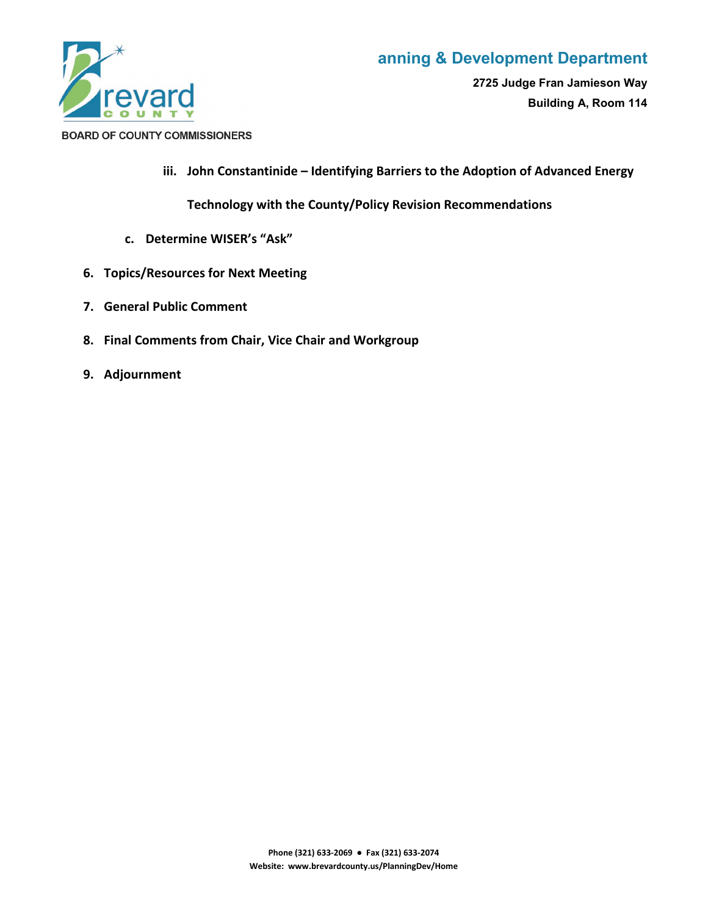iii. **John Constantinide – Identifying Barriers to the Adoption of Advanced Energy Technology with the County/Policy Revision Recommendations**

c. **Determine WISER's "Ask"**

6. **Topics/Resources for Next Meeting**
7. **General Public Comment**
8. **Final Comments from Chair, Vice Chair and Workgroup**
9. **Adjournment**